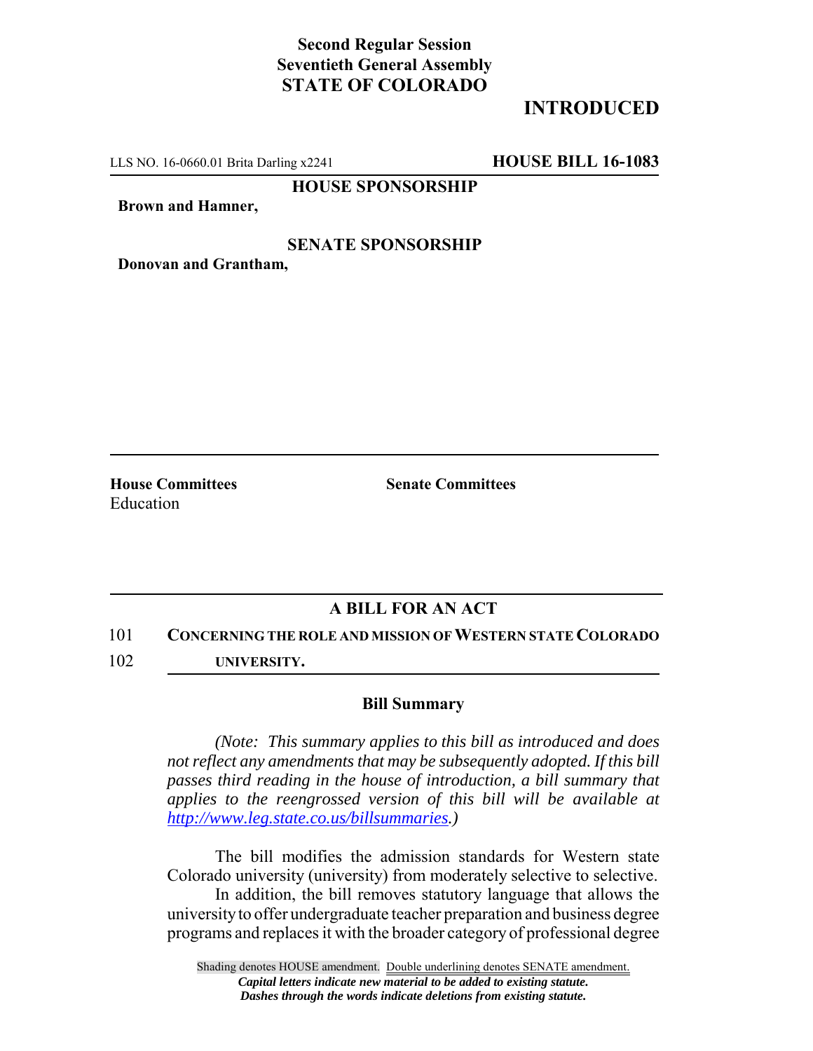**Second Regular Session**
**Seventieth General Assembly**
**STATE OF COLORADO**

# INTRODUCED

LLS NO. 16-0660.01 Brita Darling x2241 **HOUSE BILL 16-1083**

**HOUSE SPONSORSHIP**

**Brown and Hamner,**

**SENATE SPONSORSHIP**

**Donovan and Grantham,**

**House Committees**
Education

**Senate Committees**

## A BILL FOR AN ACT

101 **CONCERNING THE ROLE AND MISSION OF WESTERN STATE COLORADO**
102 **UNIVERSITY.**

### Bill Summary

*(Note: This summary applies to this bill as introduced and does not reflect any amendments that may be subsequently adopted. If this bill passes third reading in the house of introduction, a bill summary that applies to the reengrossed version of this bill will be available at http://www.leg.state.co.us/billsummaries.)*

The bill modifies the admission standards for Western state Colorado university (university) from moderately selective to selective.

In addition, the bill removes statutory language that allows the university to offer undergraduate teacher preparation and business degree programs and replaces it with the broader category of professional degree

Shading denotes HOUSE amendment. Double underlining denotes SENATE amendment.
*Capital letters indicate new material to be added to existing statute.*
*Dashes through the words indicate deletions from existing statute.*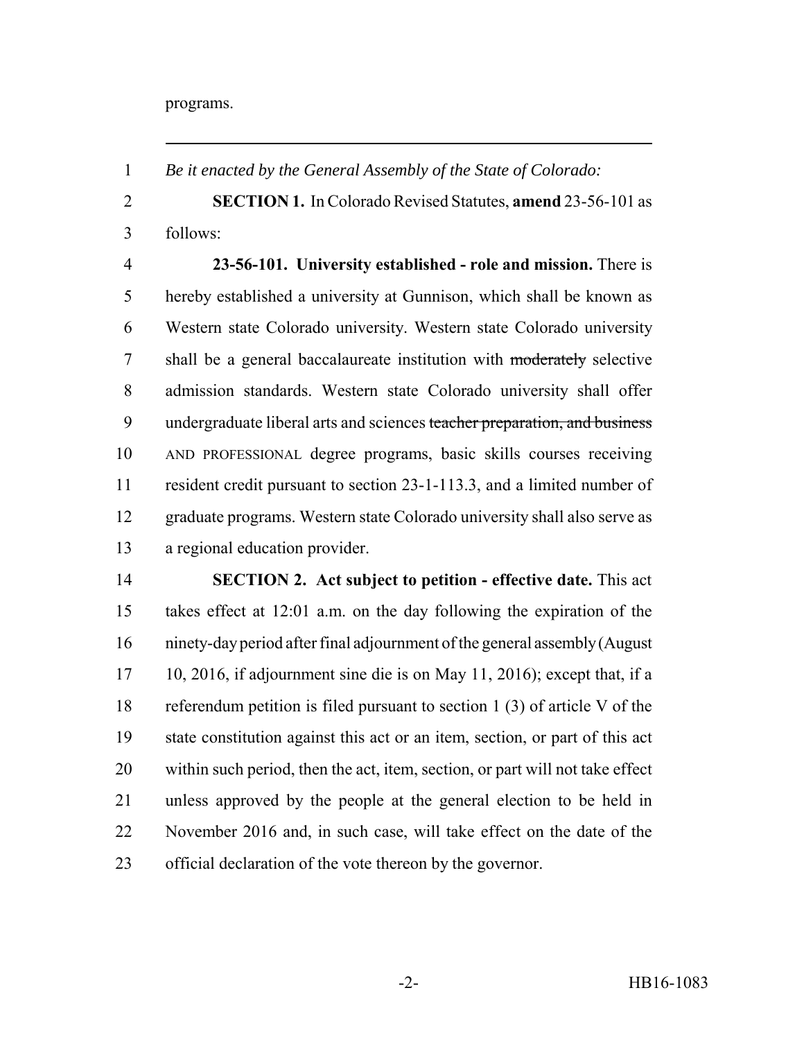programs.

---

*Be it enacted by the General Assembly of the State of Colorado:*

**SECTION 1.** In Colorado Revised Statutes, **amend** 23-56-101 as follows:

**23-56-101. University established - role and mission.** There is hereby established a university at Gunnison, which shall be known as Western state Colorado university. Western state Colorado university shall be a general baccalaureate institution with ~~moderately~~ selective admission standards. Western state Colorado university shall offer undergraduate liberal arts and sciences ~~teacher preparation, and business~~ AND PROFESSIONAL degree programs, basic skills courses receiving resident credit pursuant to section 23-1-113.3, and a limited number of graduate programs. Western state Colorado university shall also serve as a regional education provider.

**SECTION 2. Act subject to petition - effective date.** This act takes effect at 12:01 a.m. on the day following the expiration of the ninety-day period after final adjournment of the general assembly (August 10, 2016, if adjournment sine die is on May 11, 2016); except that, if a referendum petition is filed pursuant to section 1 (3) of article V of the state constitution against this act or an item, section, or part of this act within such period, then the act, item, section, or part will not take effect unless approved by the people at the general election to be held in November 2016 and, in such case, will take effect on the date of the official declaration of the vote thereon by the governor.